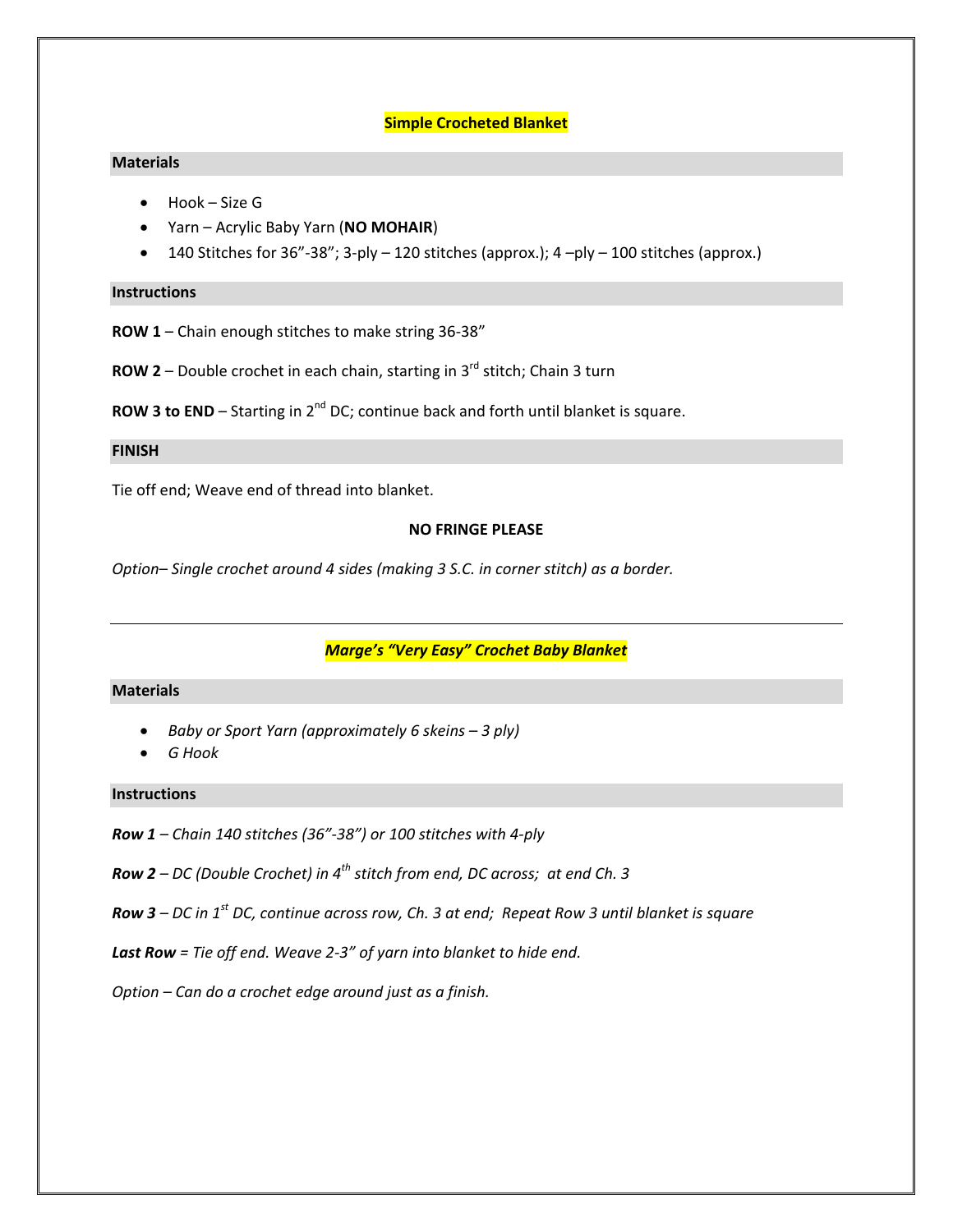# Simple Crocheted Blanket

## Materials

- Hook – Size G
- Yarn – Acrylic Baby Yarn (**NO MOHAIR**)
- 140 Stitches for 36"-38"; 3-ply – 120 stitches (approx.); 4 –ply – 100 stitches (approx.)

## Instructions

**ROW 1** – Chain enough stitches to make string 36-38"

**ROW 2** – Double crochet in each chain, starting in 3rd stitch; Chain 3 turn

**ROW 3 to END** – Starting in 2nd DC; continue back and forth until blanket is square.

## FINISH

Tie off end; Weave end of thread into blanket.

**NO FRINGE PLEASE**

*Option– Single crochet around 4 sides (making 3 S.C. in corner stitch) as a border.*

---

# *Marge's "Very Easy" Crochet Baby Blanket*

## Materials

- *Baby or Sport Yarn (approximately 6 skeins – 3 ply)*
- *G Hook*

## Instructions

***Row 1** – Chain 140 stitches (36"-38") or 100 stitches with 4-ply*

***Row 2** – DC (Double Crochet) in 4th stitch from end, DC across; at end Ch. 3*

***Row 3** – DC in 1st DC, continue across row, Ch. 3 at end; Repeat Row 3 until blanket is square*

***Last Row** = Tie off end. Weave 2-3" of yarn into blanket to hide end.*

*Option – Can do a crochet edge around just as a finish.*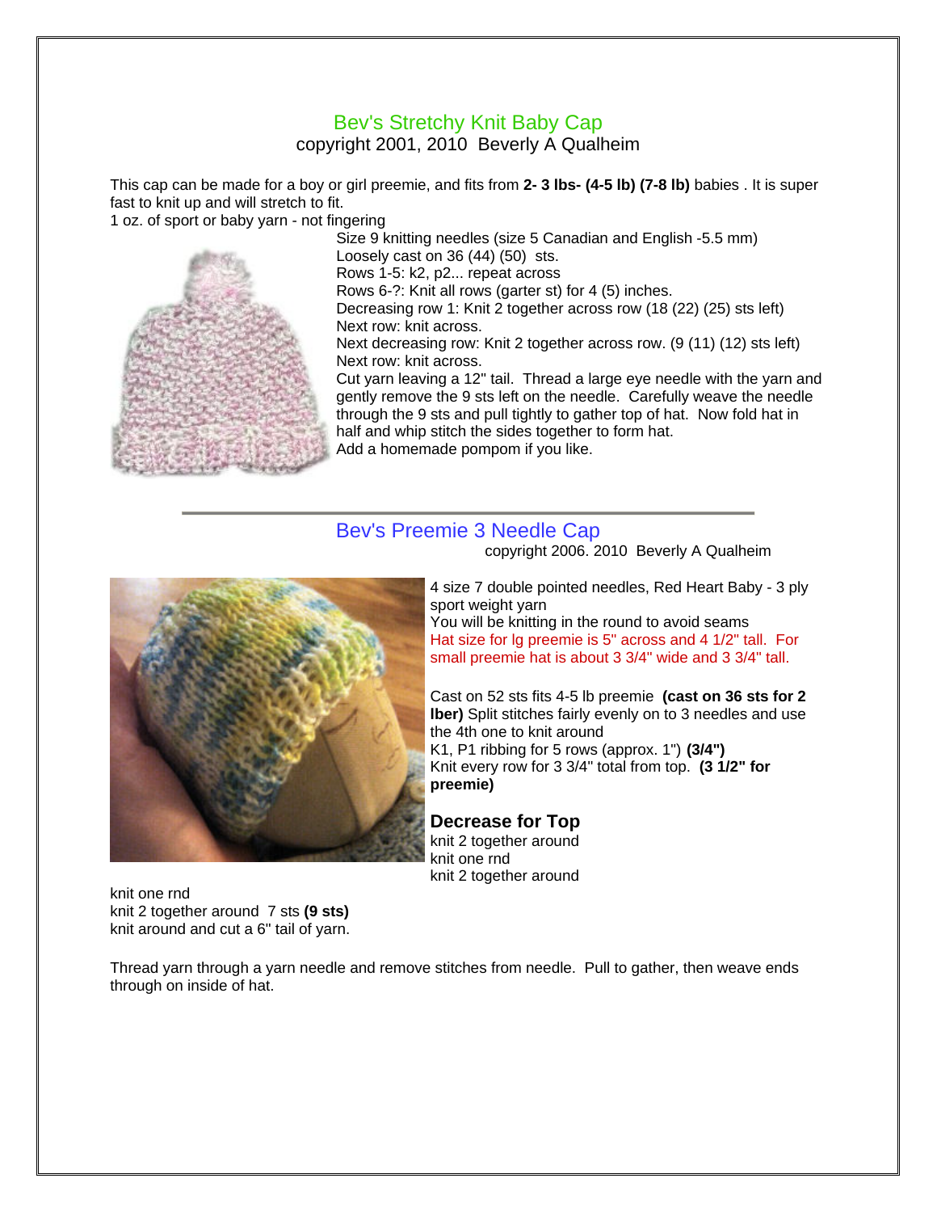## Bev's Stretchy Knit Baby Cap

copyright 2001, 2010 Beverly A Qualheim

This cap can be made for a boy or girl preemie, and fits from **2- 3 lbs- (4-5 lb) (7-8 lb)** babies . It is super fast to knit up and will stretch to fit.

1 oz. of sport or baby yarn - not fingering

Size 9 knitting needles (size 5 Canadian and English -5.5 mm)

Loosely cast on 36 (44) (50) sts.

Rows 1-5: k2, p2... repeat across

Rows 6-?: Knit all rows (garter st) for 4 (5) inches.

Decreasing row 1: Knit 2 together across row (18 (22) (25) sts left)

Next row: knit across.

Next decreasing row: Knit 2 together across row. (9 (11) (12) sts left)

Next row: knit across.

Cut yarn leaving a 12" tail. Thread a large eye needle with the yarn and gently remove the 9 sts left on the needle. Carefully weave the needle through the 9 sts and pull tightly to gather top of hat. Now fold hat in half and whip stitch the sides together to form hat.

Add a homemade pompom if you like.

---

## Bev's Preemie 3 Needle Cap

copyright 2006. 2010 Beverly A Qualheim

4 size 7 double pointed needles, Red Heart Baby - 3 ply sport weight yarn

You will be knitting in the round to avoid seams

Hat size for lg preemie is 5" across and 4 1/2" tall. For small preemie hat is about 3 3/4" wide and 3 3/4" tall.

Cast on 52 sts fits 4-5 lb preemie **(cast on 36 sts for 2 lber)** Split stitches fairly evenly on to 3 needles and use the 4th one to knit around

K1, P1 ribbing for 5 rows (approx. 1") **(3/4")**

Knit every row for 3 3/4" total from top. **(3 1/2" for preemie)**

### Decrease for Top

knit 2 together around

knit one rnd

knit 2 together around

knit one rnd

knit 2 together around 7 sts **(9 sts)**

knit around and cut a 6" tail of yarn.

Thread yarn through a yarn needle and remove stitches from needle. Pull to gather, then weave ends through on inside of hat.